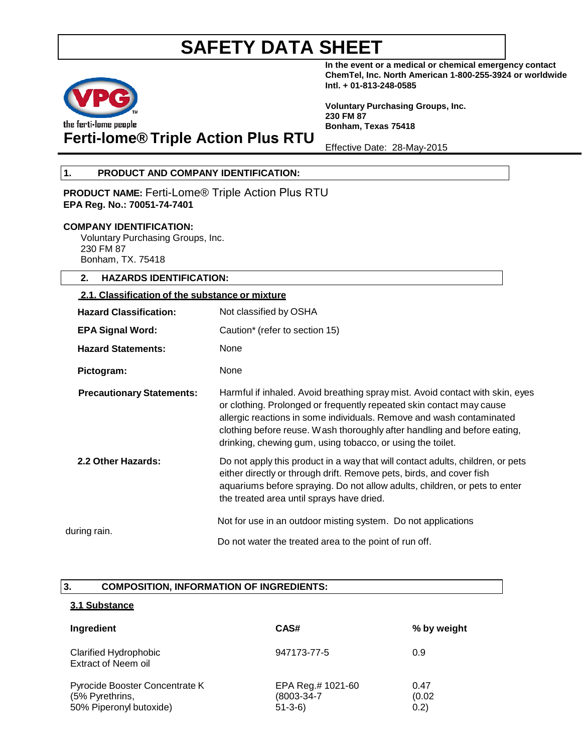# SAFETY DATA SHEET

**In the event or a medical or chemical emergency contact ChemTel, Inc. North American 1-800-255-3924 or worldwide Intl. + 01-813-248-0585**

**Voluntary Purchasing Groups, Inc.**
**230 FM 87**
**Bonham, Texas 75418**

VPG™
the ferti-lome people

## Ferti-lome® Triple Action Plus RTU

Effective Date: 28-May-2015

## 1. PRODUCT AND COMPANY IDENTIFICATION:

**PRODUCT NAME:** Ferti-Lome® Triple Action Plus RTU
**EPA Reg. No.: 70051-74-7401**

**COMPANY IDENTIFICATION:**
Voluntary Purchasing Groups, Inc.
230 FM 87
Bonham, TX. 75418

## 2. HAZARDS IDENTIFICATION:

### 2.1. Classification of the substance or mixture

**Hazard Classification:** Not classified by OSHA

**EPA Signal Word:** Caution* (refer to section 15)

**Hazard Statements:** None

**Pictogram:** None

**Precautionary Statements:** Harmful if inhaled. Avoid breathing spray mist. Avoid contact with skin, eyes or clothing. Prolonged or frequently repeated skin contact may cause allergic reactions in some individuals. Remove and wash contaminated clothing before reuse. Wash thoroughly after handling and before eating, drinking, chewing gum, using tobacco, or using the toilet.

**2.2 Other Hazards:** Do not apply this product in a way that will contact adults, children, or pets either directly or through drift. Remove pets, birds, and cover fish aquariums before spraying. Do not allow adults, children, or pets to enter the treated area until sprays have dried.

Not for use in an outdoor misting system. Do not applications during rain.

Do not water the treated area to the point of run off.

## 3. COMPOSITION, INFORMATION OF INGREDIENTS:

### 3.1 Substance

| Ingredient | CAS# | % by weight |
|---|---|---|
| Clarified Hydrophobic Extract of Neem oil | 947173-77-5 | 0.9 |
| Pyrocide Booster Concentrate K (5% Pyrethrins, 50% Piperonyl butoxide) | EPA Reg.# 1021-60 (8003-34-7 51-3-6) | 0.47 (0.02 0.2) |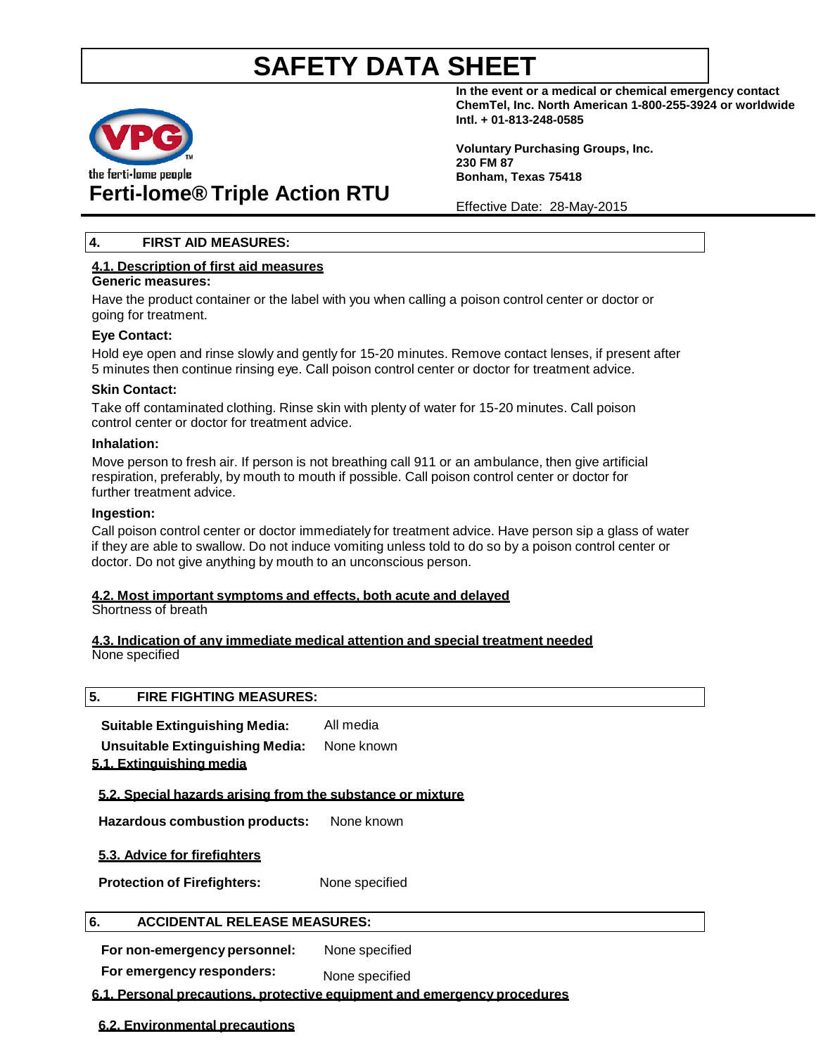# SAFETY DATA SHEET

**In the event or a medical or chemical emergency contact ChemTel, Inc. North American 1-800-255-3924 or worldwide Intl. + 01-813-248-0585**

**Voluntary Purchasing Groups, Inc.**
**230 FM 87**
**Bonham, Texas 75418**

the ferti-lome people

## Ferti-lome® Triple Action RTU

Effective Date: 28-May-2015

## 4. FIRST AID MEASURES:

### 4.1. Description of first aid measures

**Generic measures:**

Have the product container or the label with you when calling a poison control center or doctor or going for treatment.

**Eye Contact:**

Hold eye open and rinse slowly and gently for 15-20 minutes. Remove contact lenses, if present after 5 minutes then continue rinsing eye. Call poison control center or doctor for treatment advice.

**Skin Contact:**

Take off contaminated clothing. Rinse skin with plenty of water for 15-20 minutes. Call poison control center or doctor for treatment advice.

**Inhalation:**

Move person to fresh air. If person is not breathing call 911 or an ambulance, then give artificial respiration, preferably, by mouth to mouth if possible. Call poison control center or doctor for further treatment advice.

**Ingestion:**

Call poison control center or doctor immediately for treatment advice. Have person sip a glass of water if they are able to swallow. Do not induce vomiting unless told to do so by a poison control center or doctor. Do not give anything by mouth to an unconscious person.

### 4.2. Most important symptoms and effects, both acute and delayed

Shortness of breath

### 4.3. Indication of any immediate medical attention and special treatment needed

None specified

## 5. FIRE FIGHTING MEASURES:

**Suitable Extinguishing Media:** All media

**Unsuitable Extinguishing Media:** None known

### 5.1. Extinguishing media

### 5.2. Special hazards arising from the substance or mixture

**Hazardous combustion products:** None known

### 5.3. Advice for firefighters

**Protection of Firefighters:** None specified

## 6. ACCIDENTAL RELEASE MEASURES:

**For non-emergency personnel:** None specified

**For emergency responders:** None specified

### 6.1. Personal precautions, protective equipment and emergency procedures

### 6.2. Environmental precautions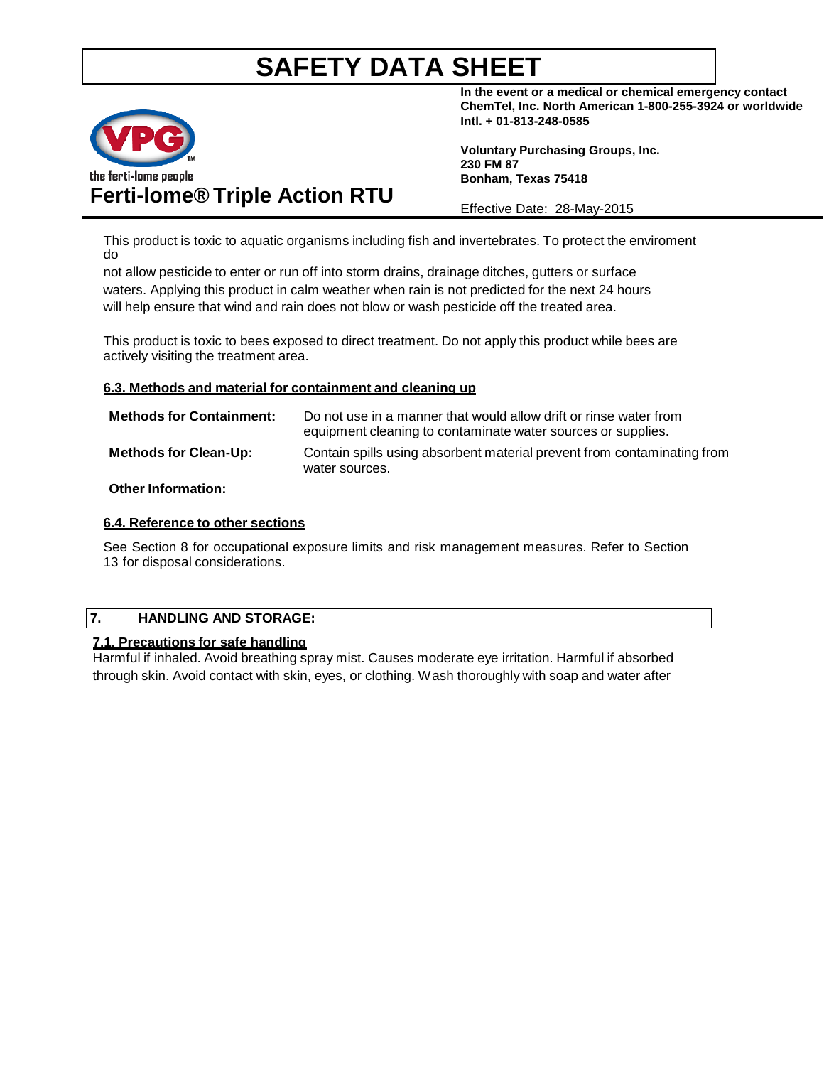# SAFETY DATA SHEET

**In the event or a medical or chemical emergency contact ChemTel, Inc. North American 1-800-255-3924 or worldwide Intl. + 01-813-248-0585**

**Voluntary Purchasing Groups, Inc.**
**230 FM 87**
**Bonham, Texas 75418**

## Ferti-lome® Triple Action RTU

Effective Date: 28-May-2015

This product is toxic to aquatic organisms including fish and invertebrates. To protect the enviroment do
not allow pesticide to enter or run off into storm drains, drainage ditches, gutters or surface waters. Applying this product in calm weather when rain is not predicted for the next 24 hours will help ensure that wind and rain does not blow or wash pesticide off the treated area.

This product is toxic to bees exposed to direct treatment. Do not apply this product while bees are actively visiting the treatment area.

### 6.3. Methods and material for containment and cleaning up

**Methods for Containment:** Do not use in a manner that would allow drift or rinse water from equipment cleaning to contaminate water sources or supplies.

**Methods for Clean-Up:** Contain spills using absorbent material prevent from contaminating from water sources.

**Other Information:**

### 6.4. Reference to other sections

See Section 8 for occupational exposure limits and risk management measures. Refer to Section 13 for disposal considerations.

## 7. HANDLING AND STORAGE:

### 7.1. Precautions for safe handling

Harmful if inhaled. Avoid breathing spray mist. Causes moderate eye irritation. Harmful if absorbed through skin. Avoid contact with skin, eyes, or clothing. Wash thoroughly with soap and water after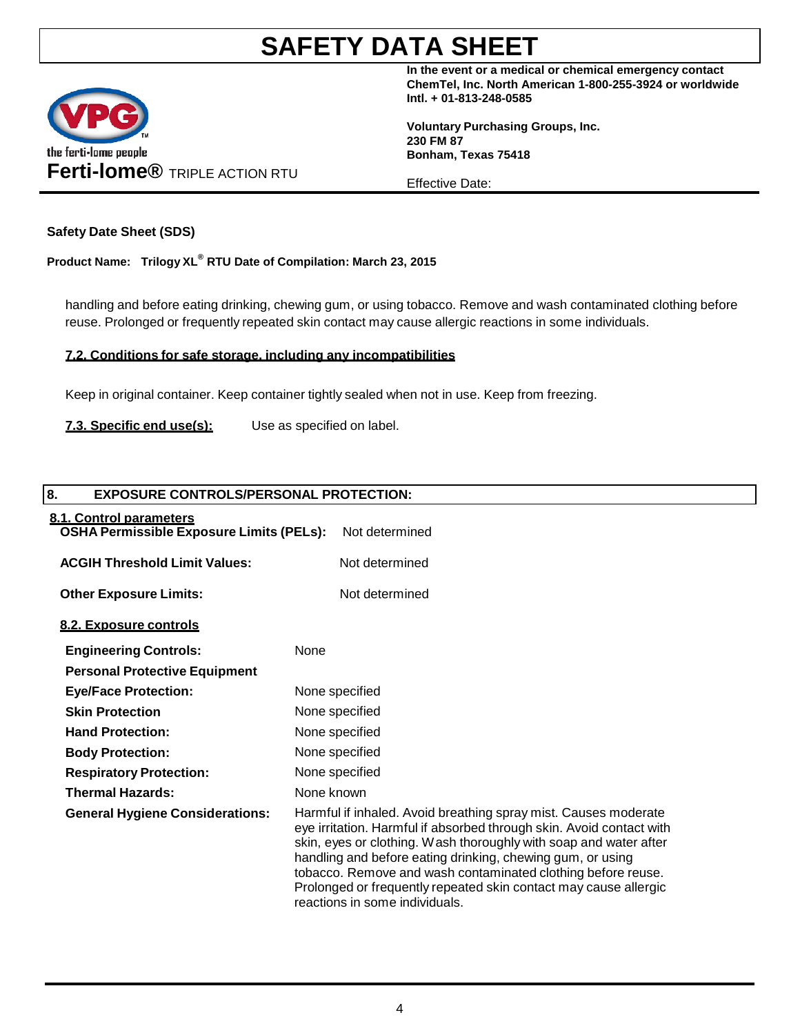handling and before eating drinking, chewing gum, or using tobacco. Remove and wash contaminated clothing before reuse. Prolonged or frequently repeated skin contact may cause allergic reactions in some individuals.

**7.2. Conditions for safe storage, including any incompatibilities**

Keep in original container. Keep container tightly sealed when not in use. Keep from freezing.

**7.3. Specific end use(s):** Use as specified on label.

## 8. EXPOSURE CONTROLS/PERSONAL PROTECTION:

**8.1. Control parameters**

**OSHA Permissible Exposure Limits (PELs):** Not determined

**ACGIH Threshold Limit Values:** Not determined

**Other Exposure Limits:** Not determined

**8.2. Exposure controls**

| | |
|---|---|
| **Engineering Controls:** | None |
| **Personal Protective Equipment** | |
| **Eye/Face Protection:** | None specified |
| **Skin Protection** | None specified |
| **Hand Protection:** | None specified |
| **Body Protection:** | None specified |
| **Respiratory Protection:** | None specified |
| **Thermal Hazards:** | None known |
| **General Hygiene Considerations:** | Harmful if inhaled. Avoid breathing spray mist. Causes moderate eye irritation. Harmful if absorbed through skin. Avoid contact with skin, eyes or clothing. Wash thoroughly with soap and water after handling and before eating drinking, chewing gum, or using tobacco. Remove and wash contaminated clothing before reuse. Prolonged or frequently repeated skin contact may cause allergic reactions in some individuals. |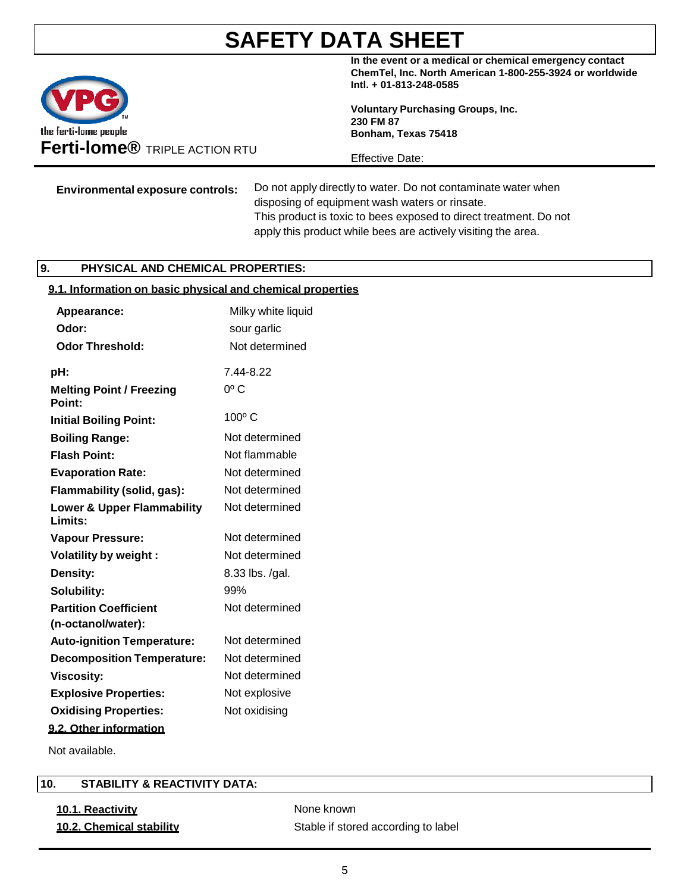**Environmental exposure controls:** Do not apply directly to water. Do not contaminate water when disposing of equipment wash waters or rinsate. This product is toxic to bees exposed to direct treatment. Do not apply this product while bees are actively visiting the area.

## 9. PHYSICAL AND CHEMICAL PROPERTIES:

### 9.1. Information on basic physical and chemical properties

| Property | Value |
|---|---|
| **Appearance:** | Milky white liquid |
| **Odor:** | sour garlic |
| **Odor Threshold:** | Not determined |
| **pH:** | 7.44-8.22 |
| **Melting Point / Freezing Point:** | 0º C |
| **Initial Boiling Point:** | 100º C |
| **Boiling Range:** | Not determined |
| **Flash Point:** | Not flammable |
| **Evaporation Rate:** | Not determined |
| **Flammability (solid, gas):** | Not determined |
| **Lower & Upper Flammability Limits:** | Not determined |
| **Vapour Pressure:** | Not determined |
| **Volatility by weight :** | Not determined |
| **Density:** | 8.33 lbs. /gal. |
| **Solubility:** | 99% |
| **Partition Coefficient (n-octanol/water):** | Not determined |
| **Auto-ignition Temperature:** | Not determined |
| **Decomposition Temperature:** | Not determined |
| **Viscosity:** | Not determined |
| **Explosive Properties:** | Not explosive |
| **Oxidising Properties:** | Not oxidising |

### 9.2. Other information

Not available.

## 10. STABILITY & REACTIVITY DATA:

**10.1. Reactivity** None known

**10.2. Chemical stability** Stable if stored according to label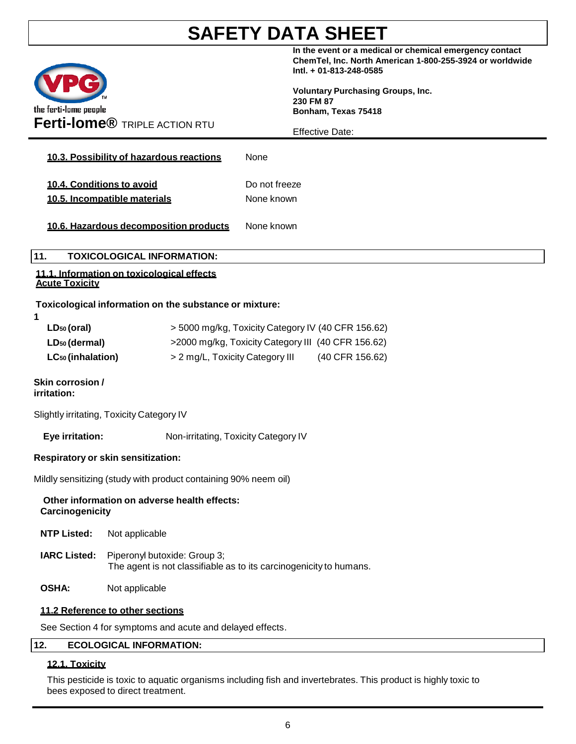# SAFETY DATA SHEET

**In the event or a medical or chemical emergency contact ChemTel, Inc. North American 1-800-255-3924 or worldwide Intl. + 01-813-248-0585**

**Voluntary Purchasing Groups, Inc.**
**230 FM 87**
**Bonham, Texas 75418**

the ferti-lome people

**Ferti-lome®** TRIPLE ACTION RTU

Effective Date:

**10.3. Possibility of hazardous reactions** None

**10.4. Conditions to avoid** Do not freeze

**10.5. Incompatible materials** None known

**10.6. Hazardous decomposition products** None known

## 11. TOXICOLOGICAL INFORMATION:

**11.1. Information on toxicological effects**
**Acute Toxicity**

**Toxicological information on the substance or mixture:**

1

| | | |
|---|---|---|
| **$LD_{50}$ (oral)** | > 5000 mg/kg, Toxicity Category IV | (40 CFR 156.62) |
| **$LD_{50}$ (dermal)** | >2000 mg/kg, Toxicity Category III | (40 CFR 156.62) |
| **$LC_{50}$ (inhalation)** | > 2 mg/L, Toxicity Category III | (40 CFR 156.62) |

**Skin corrosion / irritation:**

Slightly irritating, Toxicity Category IV

**Eye irritation:** Non-irritating, Toxicity Category IV

**Respiratory or skin sensitization:**

Mildly sensitizing (study with product containing 90% neem oil)

**Other information on adverse health effects:**
**Carcinogenicity**

**NTP Listed:** Not applicable

**IARC Listed:** Piperonyl butoxide: Group 3;
The agent is not classifiable as to its carcinogenicity to humans.

**OSHA:** Not applicable

**11.2 Reference to other sections**

See Section 4 for symptoms and acute and delayed effects.

## 12. ECOLOGICAL INFORMATION:

**12.1. Toxicity**

This pesticide is toxic to aquatic organisms including fish and invertebrates. This product is highly toxic to bees exposed to direct treatment.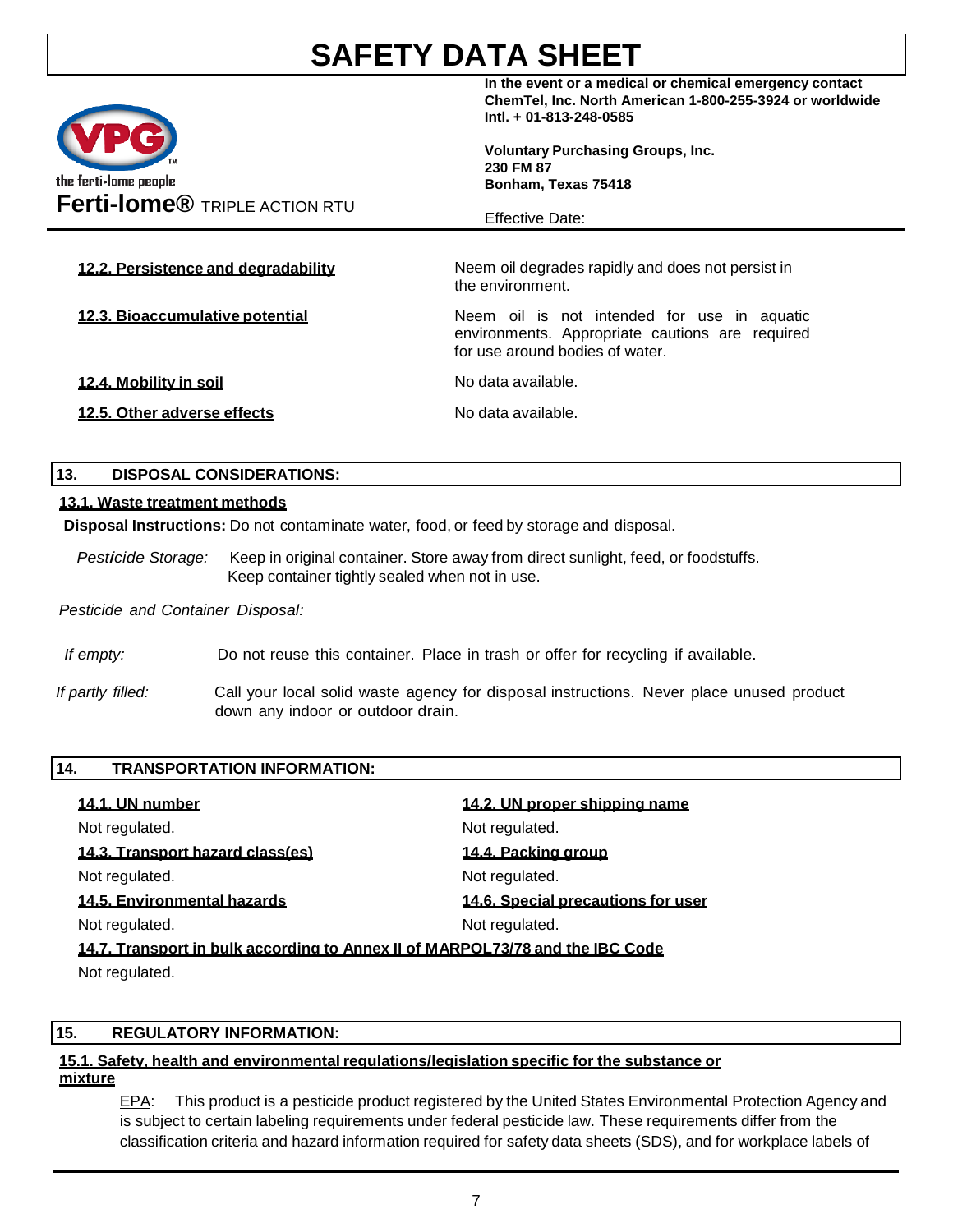# SAFETY DATA SHEET

**In the event or a medical or chemical emergency contact ChemTel, Inc. North American 1-800-255-3924 or worldwide Intl. + 01-813-248-0585**

**Voluntary Purchasing Groups, Inc.**
**230 FM 87**
**Bonham, Texas 75418**

the ferti-lome people

**Ferti-lome®** TRIPLE ACTION RTU

Effective Date:

**12.2. Persistence and degradability** — Neem oil degrades rapidly and does not persist in the environment.

**12.3. Bioaccumulative potential** — Neem oil is not intended for use in aquatic environments. Appropriate cautions are required for use around bodies of water.

**12.4. Mobility in soil** — No data available.

**12.5. Other adverse effects** — No data available.

## 13. DISPOSAL CONSIDERATIONS:

### 13.1. Waste treatment methods

**Disposal Instructions:** Do not contaminate water, food, or feed by storage and disposal.

*Pesticide Storage:* Keep in original container. Store away from direct sunlight, feed, or foodstuffs. Keep container tightly sealed when not in use.

*Pesticide and Container Disposal:*

*If empty:* Do not reuse this container. Place in trash or offer for recycling if available.

*If partly filled:* Call your local solid waste agency for disposal instructions. Never place unused product down any indoor or outdoor drain.

## 14. TRANSPORTATION INFORMATION:

**14.1. UN number**
Not regulated.

**14.2. UN proper shipping name**
Not regulated.

**14.3. Transport hazard class(es)**
Not regulated.

**14.4. Packing group**
Not regulated.

**14.5. Environmental hazards**
Not regulated.

**14.6. Special precautions for user**
Not regulated.

**14.7. Transport in bulk according to Annex II of MARPOL73/78 and the IBC Code**
Not regulated.

## 15. REGULATORY INFORMATION:

### 15.1. Safety, health and environmental regulations/legislation specific for the substance or mixture

EPA: This product is a pesticide product registered by the United States Environmental Protection Agency and is subject to certain labeling requirements under federal pesticide law. These requirements differ from the classification criteria and hazard information required for safety data sheets (SDS), and for workplace labels of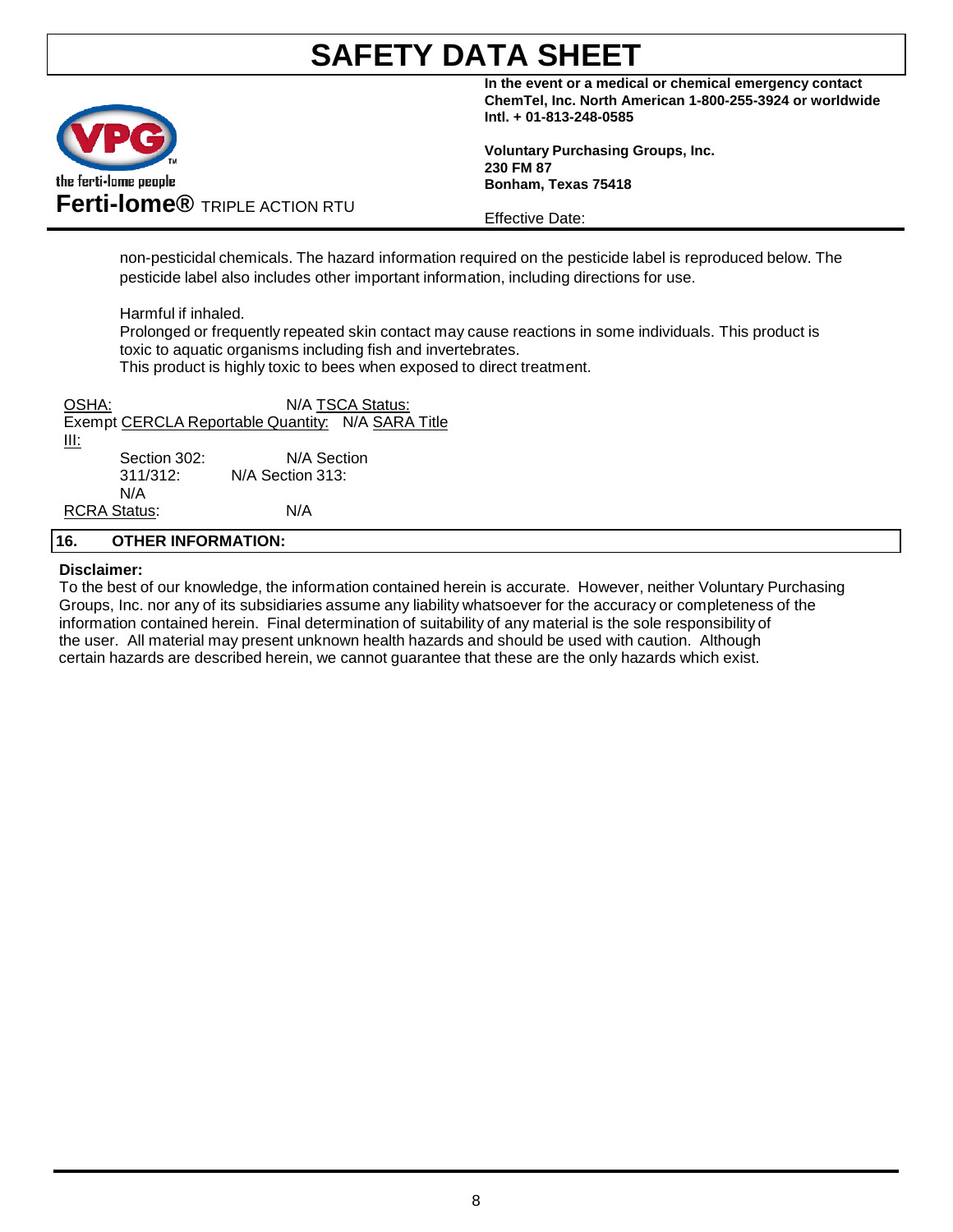non-pesticidal chemicals. The hazard information required on the pesticide label is reproduced below. The pesticide label also includes other important information, including directions for use.

Harmful if inhaled.
Prolonged or frequently repeated skin contact may cause reactions in some individuals. This product is toxic to aquatic organisms including fish and invertebrates.
This product is highly toxic to bees when exposed to direct treatment.

OSHA: N/A
TSCA Status: Exempt
CERCLA Reportable Quantity: N/A
SARA Title III:
Section 302: N/A
Section 311/312: N/A
Section 313: N/A
RCRA Status: N/A

## 16. OTHER INFORMATION:

**Disclaimer:**
To the best of our knowledge, the information contained herein is accurate. However, neither Voluntary Purchasing Groups, Inc. nor any of its subsidiaries assume any liability whatsoever for the accuracy or completeness of the information contained herein. Final determination of suitability of any material is the sole responsibility of the user. All material may present unknown health hazards and should be used with caution. Although certain hazards are described herein, we cannot guarantee that these are the only hazards which exist.